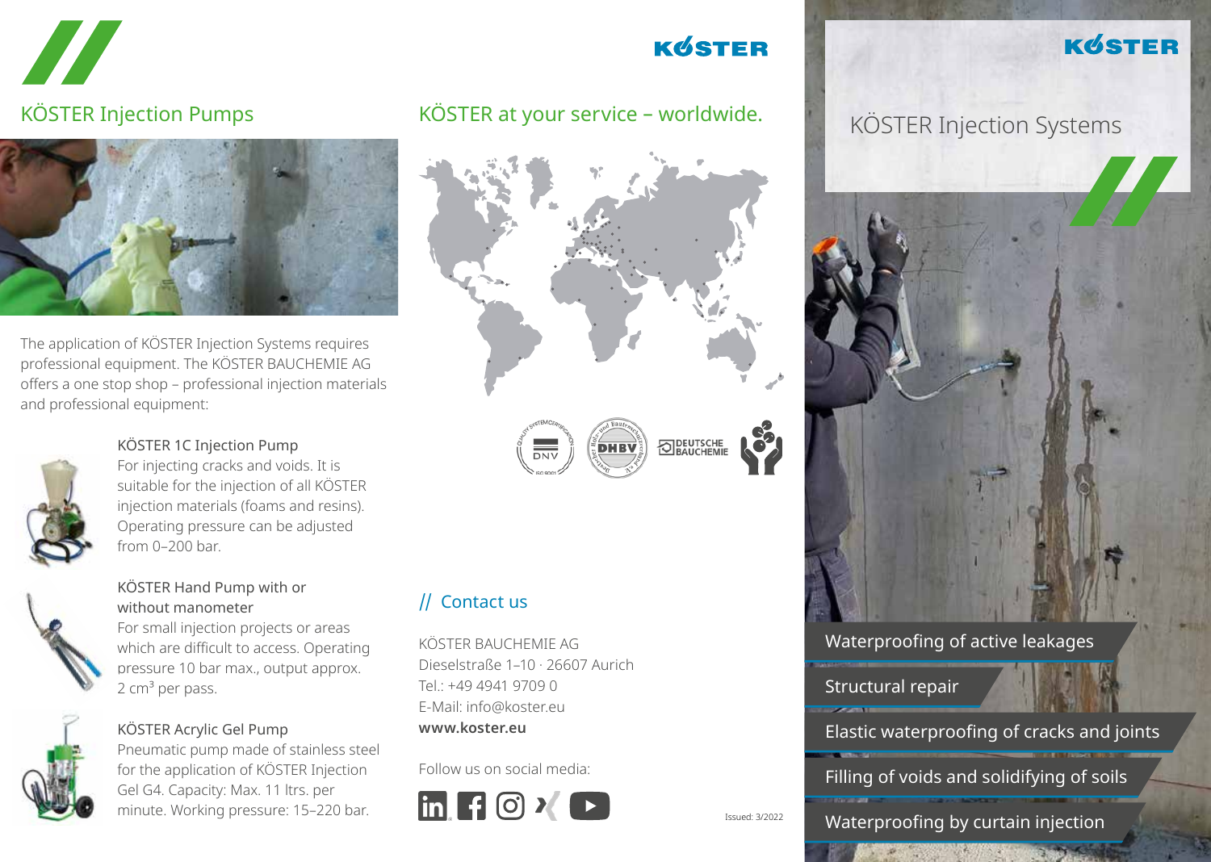## KÖSTER Injection Pumps

The application of KÖSTER Injection Systems requires professional equipment. The KÖSTER BAUCHEMIE AG offers a one stop shop – professional injection materials and professional equipment:

**KÖSTER 1C Injection Pump**
For injecting cracks and voids. It is suitable for the injection of all KÖSTER injection materials (foams and resins). Operating pressure can be adjusted from 0–200 bar.

**KÖSTER Hand Pump with or without manometer**
For small injection projects or areas which are difficult to access. Operating pressure 10 bar max., output approx. 2 cm$^3$ per pass.

**KÖSTER Acrylic Gel Pump**
Pneumatic pump made of stainless steel for the application of KÖSTER Injection Gel G4. Capacity: Max. 11 ltrs. per minute. Working pressure: 15–220 bar.

## KÖSTER at your service – worldwide.

## // Contact us

KÖSTER BAUCHEMIE AG
Dieselstraße 1–10 · 26607 Aurich
Tel.: +49 4941 9709 0
E-Mail: info@koster.eu
**www.koster.eu**

Follow us on social media:

Issued: 3/2022

# KÖSTER Injection Systems

- Waterproofing of active leakages
- Structural repair
- Elastic waterproofing of cracks and joints
- Filling of voids and solidifying of soils
- Waterproofing by curtain injection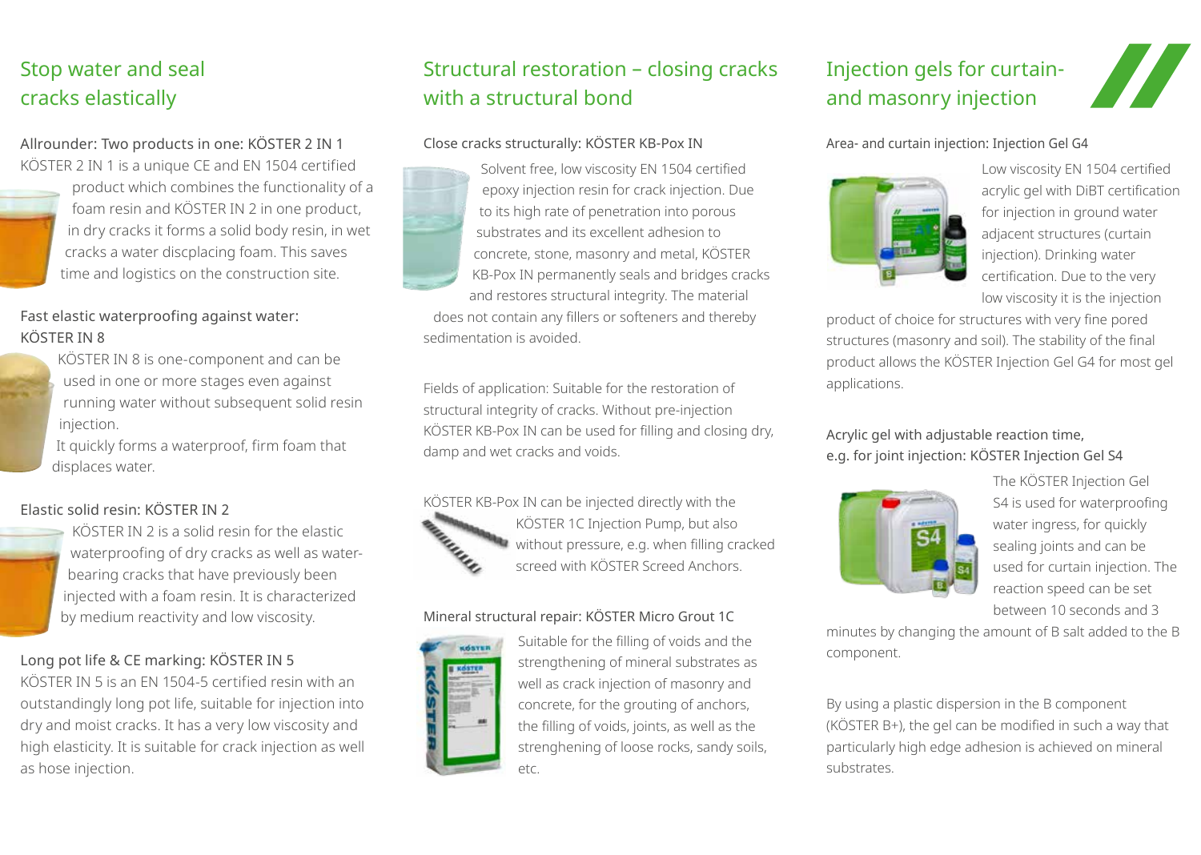## Stop water and seal cracks elastically

### Allrounder: Two products in one: KÖSTER 2 IN 1

KÖSTER 2 IN 1 is a unique CE and EN 1504 certified product which combines the functionality of a foam resin and KÖSTER IN 2 in one product, in dry cracks it forms a solid body resin, in wet cracks a water discplacing foam. This saves time and logistics on the construction site.

### Fast elastic waterproofing against water: KÖSTER IN 8

KÖSTER IN 8 is one-component and can be used in one or more stages even against running water without subsequent solid resin injection.

It quickly forms a waterproof, firm foam that displaces water.

### Elastic solid resin: KÖSTER IN 2

KÖSTER IN 2 is a solid resin for the elastic waterproofing of dry cracks as well as water-bearing cracks that have previously been injected with a foam resin. It is characterized by medium reactivity and low viscosity.

### Long pot life & CE marking: KÖSTER IN 5

KÖSTER IN 5 is an EN 1504-5 certified resin with an outstandingly long pot life, suitable for injection into dry and moist cracks. It has a very low viscosity and high elasticity. It is suitable for crack injection as well as hose injection.

## Structural restoration – closing cracks with a structural bond

### Close cracks structurally: KÖSTER KB-Pox IN

Solvent free, low viscosity EN 1504 certified epoxy injection resin for crack injection. Due to its high rate of penetration into porous substrates and its excellent adhesion to concrete, stone, masonry and metal, KÖSTER KB-Pox IN permanently seals and bridges cracks and restores structural integrity. The material does not contain any fillers or softeners and thereby sedimentation is avoided.

Fields of application: Suitable for the restoration of structural integrity of cracks. Without pre-injection KÖSTER KB-Pox IN can be used for filling and closing dry, damp and wet cracks and voids.

KÖSTER KB-Pox IN can be injected directly with the KÖSTER 1C Injection Pump, but also without pressure, e.g. when filling cracked screed with KÖSTER Screed Anchors.

### Mineral structural repair: KÖSTER Micro Grout 1C

Suitable for the filling of voids and the strengthening of mineral substrates as well as crack injection of masonry and concrete, for the grouting of anchors, the filling of voids, joints, as well as the strenghening of loose rocks, sandy soils, etc.

## Injection gels for curtain- and masonry injection

### Area- and curtain injection: Injection Gel G4

Low viscosity EN 1504 certified acrylic gel with DiBT certification for injection in ground water adjacent structures (curtain injection). Drinking water certification. Due to the very low viscosity it is the injection product of choice for structures with very fine pored structures (masonry and soil). The stability of the final product allows the KÖSTER Injection Gel G4 for most gel applications.

### Acrylic gel with adjustable reaction time, e.g. for joint injection: KÖSTER Injection Gel S4

The KÖSTER Injection Gel S4 is used for waterproofing water ingress, for quickly sealing joints and can be used for curtain injection. The reaction speed can be set between 10 seconds and 3 minutes by changing the amount of B salt added to the B component.

By using a plastic dispersion in the B component (KÖSTER B+), the gel can be modified in such a way that particularly high edge adhesion is achieved on mineral substrates.